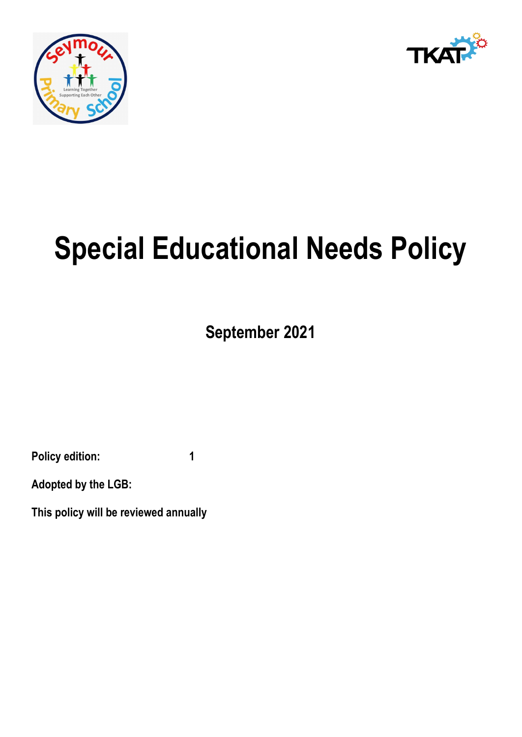# Special Educational Needs Policy

**September 2021**

**Policy edition:** 1

**Adopted by the LGB:**

**This policy will be reviewed annually**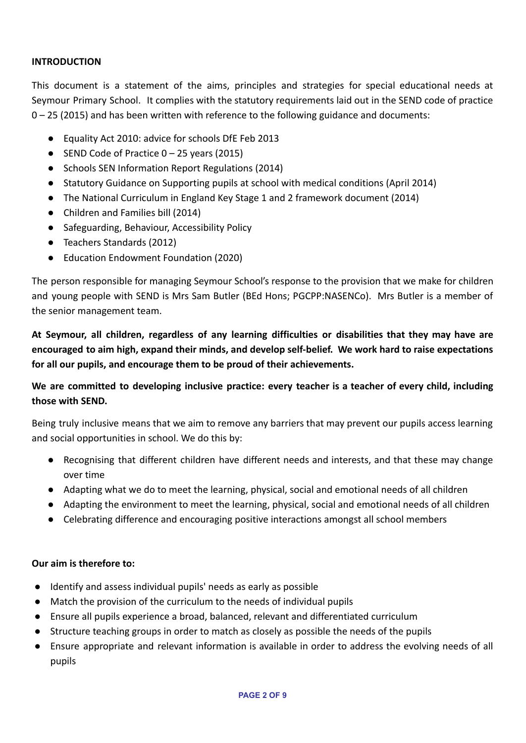**INTRODUCTION**

This document is a statement of the aims, principles and strategies for special educational needs at Seymour Primary School. It complies with the statutory requirements laid out in the SEND code of practice 0 – 25 (2015) and has been written with reference to the following guidance and documents:

- Equality Act 2010: advice for schools DfE Feb 2013
- SEND Code of Practice 0 – 25 years (2015)
- Schools SEN Information Report Regulations (2014)
- Statutory Guidance on Supporting pupils at school with medical conditions (April 2014)
- The National Curriculum in England Key Stage 1 and 2 framework document (2014)
- Children and Families bill (2014)
- Safeguarding, Behaviour, Accessibility Policy
- Teachers Standards (2012)
- Education Endowment Foundation (2020)

The person responsible for managing Seymour School's response to the provision that we make for children and young people with SEND is Mrs Sam Butler (BEd Hons; PGCPP:NASENCo). Mrs Butler is a member of the senior management team.

**At Seymour, all children, regardless of any learning difficulties or disabilities that they may have are encouraged to aim high, expand their minds, and develop self-belief. We work hard to raise expectations for all our pupils, and encourage them to be proud of their achievements.**

**We are committed to developing inclusive practice: every teacher is a teacher of every child, including those with SEND.**

Being truly inclusive means that we aim to remove any barriers that may prevent our pupils access learning and social opportunities in school. We do this by:

- Recognising that different children have different needs and interests, and that these may change over time
- Adapting what we do to meet the learning, physical, social and emotional needs of all children
- Adapting the environment to meet the learning, physical, social and emotional needs of all children
- Celebrating difference and encouraging positive interactions amongst all school members

**Our aim is therefore to:**

- Identify and assess individual pupils' needs as early as possible
- Match the provision of the curriculum to the needs of individual pupils
- Ensure all pupils experience a broad, balanced, relevant and differentiated curriculum
- Structure teaching groups in order to match as closely as possible the needs of the pupils
- Ensure appropriate and relevant information is available in order to address the evolving needs of all pupils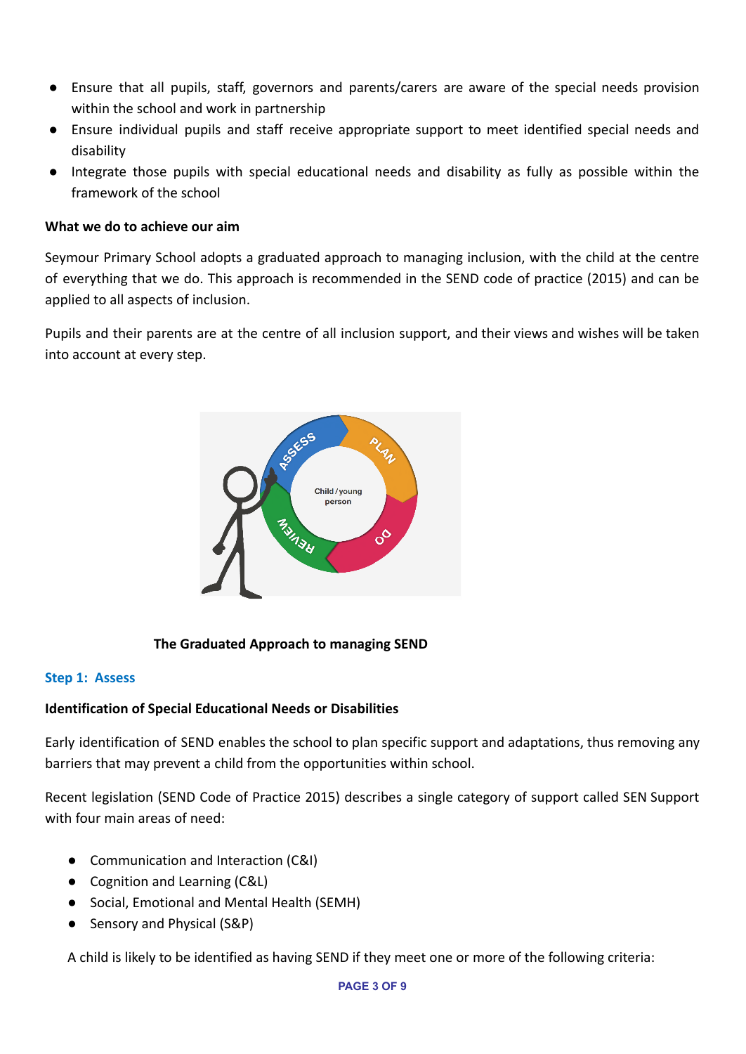- Ensure that all pupils, staff, governors and parents/carers are aware of the special needs provision within the school and work in partnership
- Ensure individual pupils and staff receive appropriate support to meet identified special needs and disability
- Integrate those pupils with special educational needs and disability as fully as possible within the framework of the school

**What we do to achieve our aim**

Seymour Primary School adopts a graduated approach to managing inclusion, with the child at the centre of everything that we do. This approach is recommended in the SEND code of practice (2015) and can be applied to all aspects of inclusion.

Pupils and their parents are at the centre of all inclusion support, and their views and wishes will be taken into account at every step.

**The Graduated Approach to managing SEND**

### Step 1: Assess

**Identification of Special Educational Needs or Disabilities**

Early identification of SEND enables the school to plan specific support and adaptations, thus removing any barriers that may prevent a child from the opportunities within school.

Recent legislation (SEND Code of Practice 2015) describes a single category of support called SEN Support with four main areas of need:

- Communication and Interaction (C&I)
- Cognition and Learning (C&L)
- Social, Emotional and Mental Health (SEMH)
- Sensory and Physical (S&P)

A child is likely to be identified as having SEND if they meet one or more of the following criteria: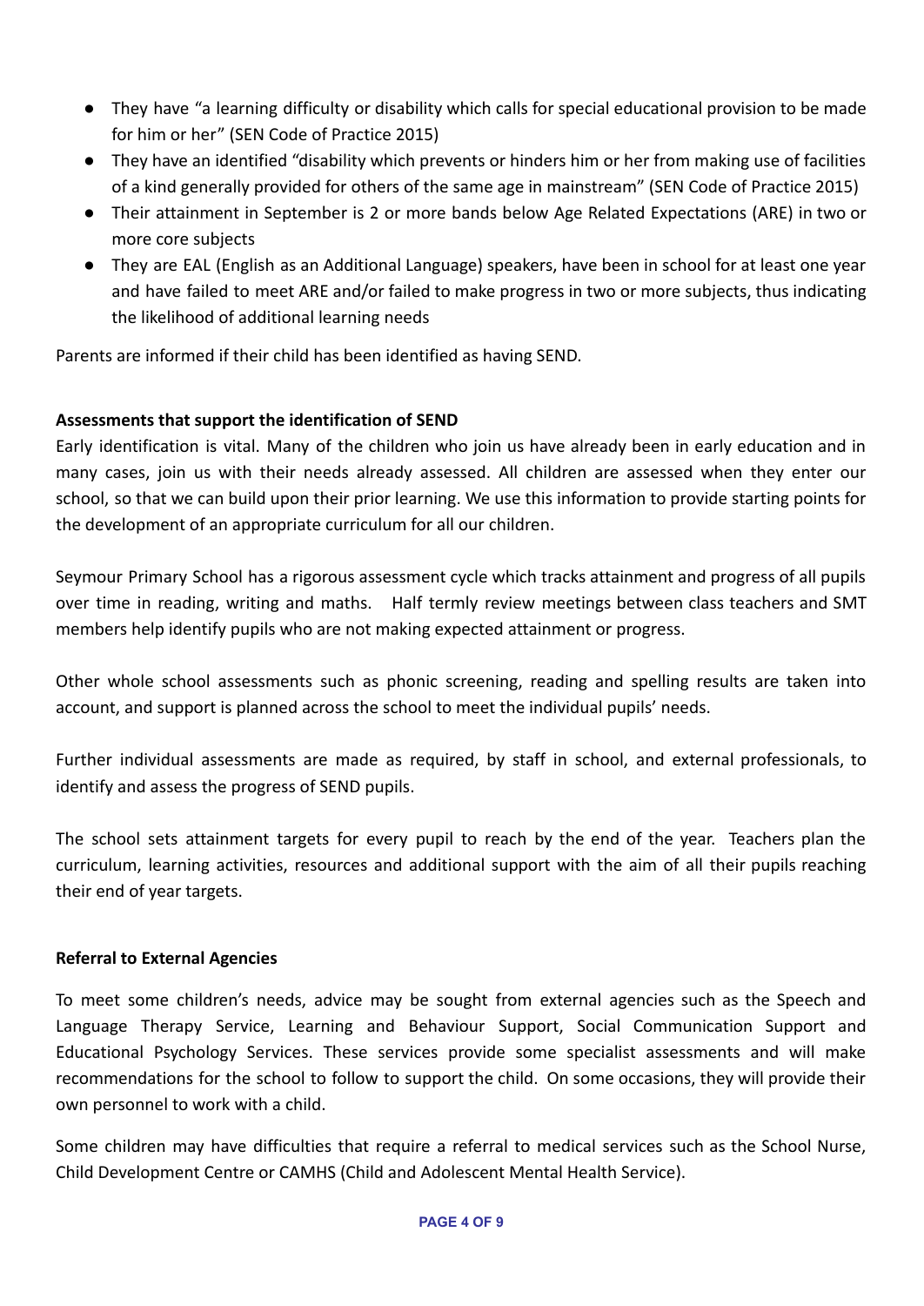- They have "a learning difficulty or disability which calls for special educational provision to be made for him or her" (SEN Code of Practice 2015)
- They have an identified "disability which prevents or hinders him or her from making use of facilities of a kind generally provided for others of the same age in mainstream" (SEN Code of Practice 2015)
- Their attainment in September is 2 or more bands below Age Related Expectations (ARE) in two or more core subjects
- They are EAL (English as an Additional Language) speakers, have been in school for at least one year and have failed to meet ARE and/or failed to make progress in two or more subjects, thus indicating the likelihood of additional learning needs

Parents are informed if their child has been identified as having SEND.

**Assessments that support the identification of SEND**

Early identification is vital. Many of the children who join us have already been in early education and in many cases, join us with their needs already assessed. All children are assessed when they enter our school, so that we can build upon their prior learning. We use this information to provide starting points for the development of an appropriate curriculum for all our children.

Seymour Primary School has a rigorous assessment cycle which tracks attainment and progress of all pupils over time in reading, writing and maths. Half termly review meetings between class teachers and SMT members help identify pupils who are not making expected attainment or progress.

Other whole school assessments such as phonic screening, reading and spelling results are taken into account, and support is planned across the school to meet the individual pupils' needs.

Further individual assessments are made as required, by staff in school, and external professionals, to identify and assess the progress of SEND pupils.

The school sets attainment targets for every pupil to reach by the end of the year. Teachers plan the curriculum, learning activities, resources and additional support with the aim of all their pupils reaching their end of year targets.

**Referral to External Agencies**

To meet some children's needs, advice may be sought from external agencies such as the Speech and Language Therapy Service, Learning and Behaviour Support, Social Communication Support and Educational Psychology Services. These services provide some specialist assessments and will make recommendations for the school to follow to support the child. On some occasions, they will provide their own personnel to work with a child.

Some children may have difficulties that require a referral to medical services such as the School Nurse, Child Development Centre or CAMHS (Child and Adolescent Mental Health Service).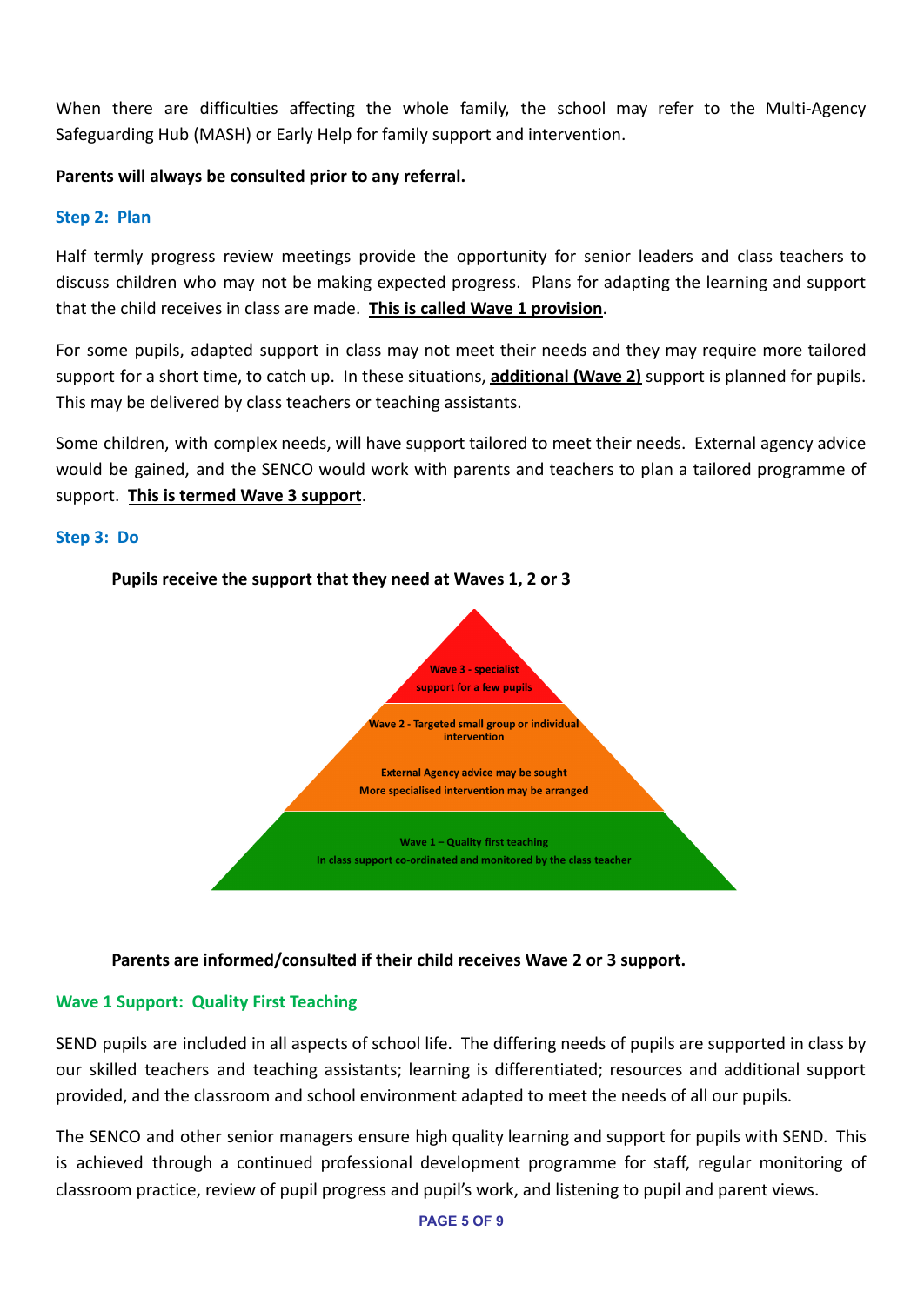When there are difficulties affecting the whole family, the school may refer to the Multi-Agency Safeguarding Hub (MASH) or Early Help for family support and intervention.

**Parents will always be consulted prior to any referral.**

### Step 2: Plan

Half termly progress review meetings provide the opportunity for senior leaders and class teachers to discuss children who may not be making expected progress. Plans for adapting the learning and support that the child receives in class are made. **This is called Wave 1 provision**.

For some pupils, adapted support in class may not meet their needs and they may require more tailored support for a short time, to catch up. In these situations, **additional (Wave 2)** support is planned for pupils. This may be delivered by class teachers or teaching assistants.

Some children, with complex needs, will have support tailored to meet their needs. External agency advice would be gained, and the SENCO would work with parents and teachers to plan a tailored programme of support. **This is termed Wave 3 support**.

### Step 3: Do

**Pupils receive the support that they need at Waves 1, 2 or 3**

Wave 3 - specialist support for a few pupils

Wave 2 - Targeted small group or individual intervention

External Agency advice may be sought

More specialised intervention may be arranged

Wave 1 – Quality first teaching

In class support co-ordinated and monitored by the class teacher

**Parents are informed/consulted if their child receives Wave 2 or 3 support.**

### Wave 1 Support: Quality First Teaching

SEND pupils are included in all aspects of school life. The differing needs of pupils are supported in class by our skilled teachers and teaching assistants; learning is differentiated; resources and additional support provided, and the classroom and school environment adapted to meet the needs of all our pupils.

The SENCO and other senior managers ensure high quality learning and support for pupils with SEND. This is achieved through a continued professional development programme for staff, regular monitoring of classroom practice, review of pupil progress and pupil's work, and listening to pupil and parent views.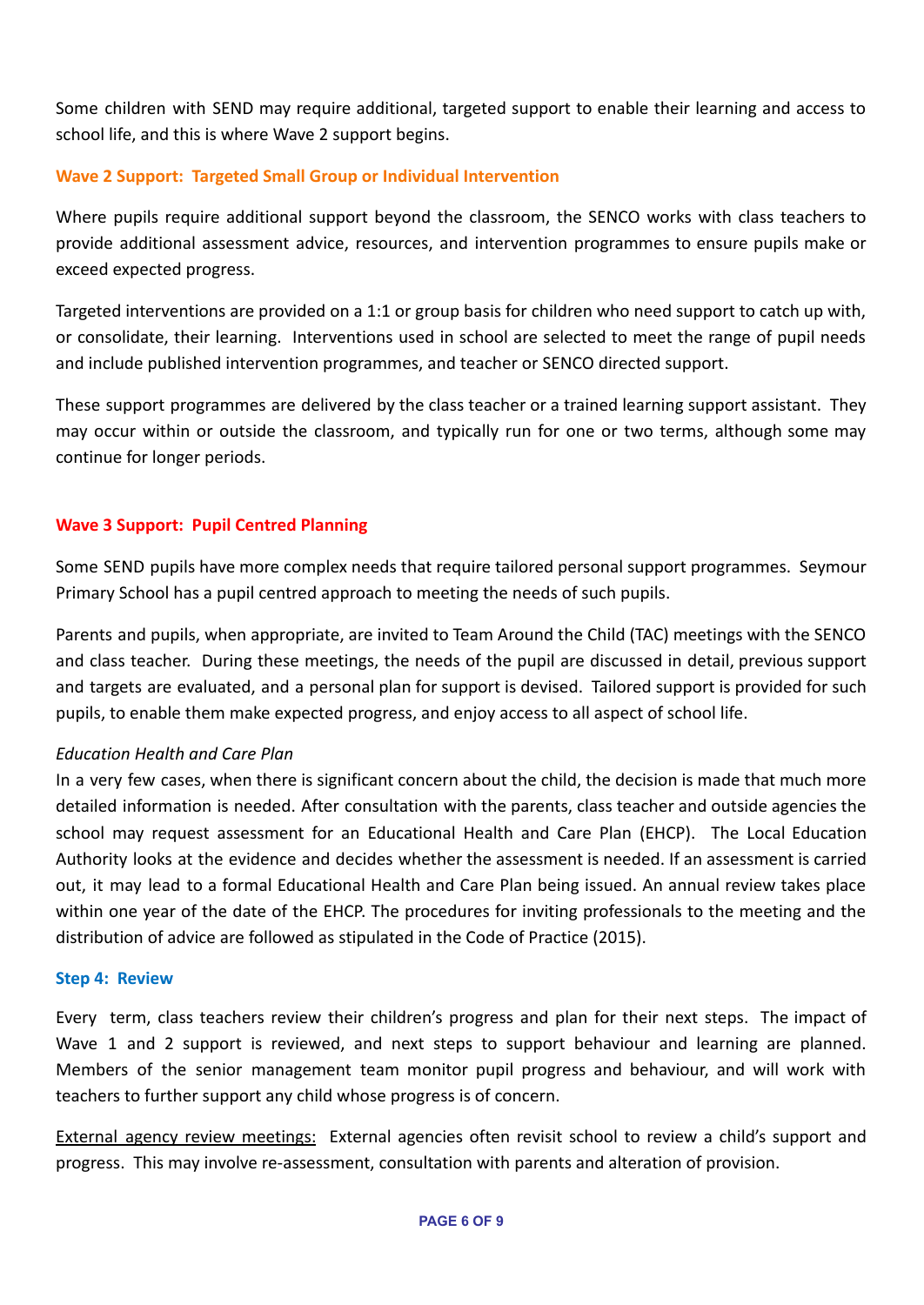Some children with SEND may require additional, targeted support to enable their learning and access to school life, and this is where Wave 2 support begins.

### Wave 2 Support: Targeted Small Group or Individual Intervention

Where pupils require additional support beyond the classroom, the SENCO works with class teachers to provide additional assessment advice, resources, and intervention programmes to ensure pupils make or exceed expected progress.

Targeted interventions are provided on a 1:1 or group basis for children who need support to catch up with, or consolidate, their learning. Interventions used in school are selected to meet the range of pupil needs and include published intervention programmes, and teacher or SENCO directed support.

These support programmes are delivered by the class teacher or a trained learning support assistant. They may occur within or outside the classroom, and typically run for one or two terms, although some may continue for longer periods.

### Wave 3 Support: Pupil Centred Planning

Some SEND pupils have more complex needs that require tailored personal support programmes. Seymour Primary School has a pupil centred approach to meeting the needs of such pupils.

Parents and pupils, when appropriate, are invited to Team Around the Child (TAC) meetings with the SENCO and class teacher. During these meetings, the needs of the pupil are discussed in detail, previous support and targets are evaluated, and a personal plan for support is devised. Tailored support is provided for such pupils, to enable them make expected progress, and enjoy access to all aspect of school life.

*Education Health and Care Plan*

In a very few cases, when there is significant concern about the child, the decision is made that much more detailed information is needed. After consultation with the parents, class teacher and outside agencies the school may request assessment for an Educational Health and Care Plan (EHCP). The Local Education Authority looks at the evidence and decides whether the assessment is needed. If an assessment is carried out, it may lead to a formal Educational Health and Care Plan being issued. An annual review takes place within one year of the date of the EHCP. The procedures for inviting professionals to the meeting and the distribution of advice are followed as stipulated in the Code of Practice (2015).

### Step 4: Review

Every term, class teachers review their children's progress and plan for their next steps. The impact of Wave 1 and 2 support is reviewed, and next steps to support behaviour and learning are planned. Members of the senior management team monitor pupil progress and behaviour, and will work with teachers to further support any child whose progress is of concern.

<u>External agency review meetings:</u> External agencies often revisit school to review a child's support and progress. This may involve re-assessment, consultation with parents and alteration of provision.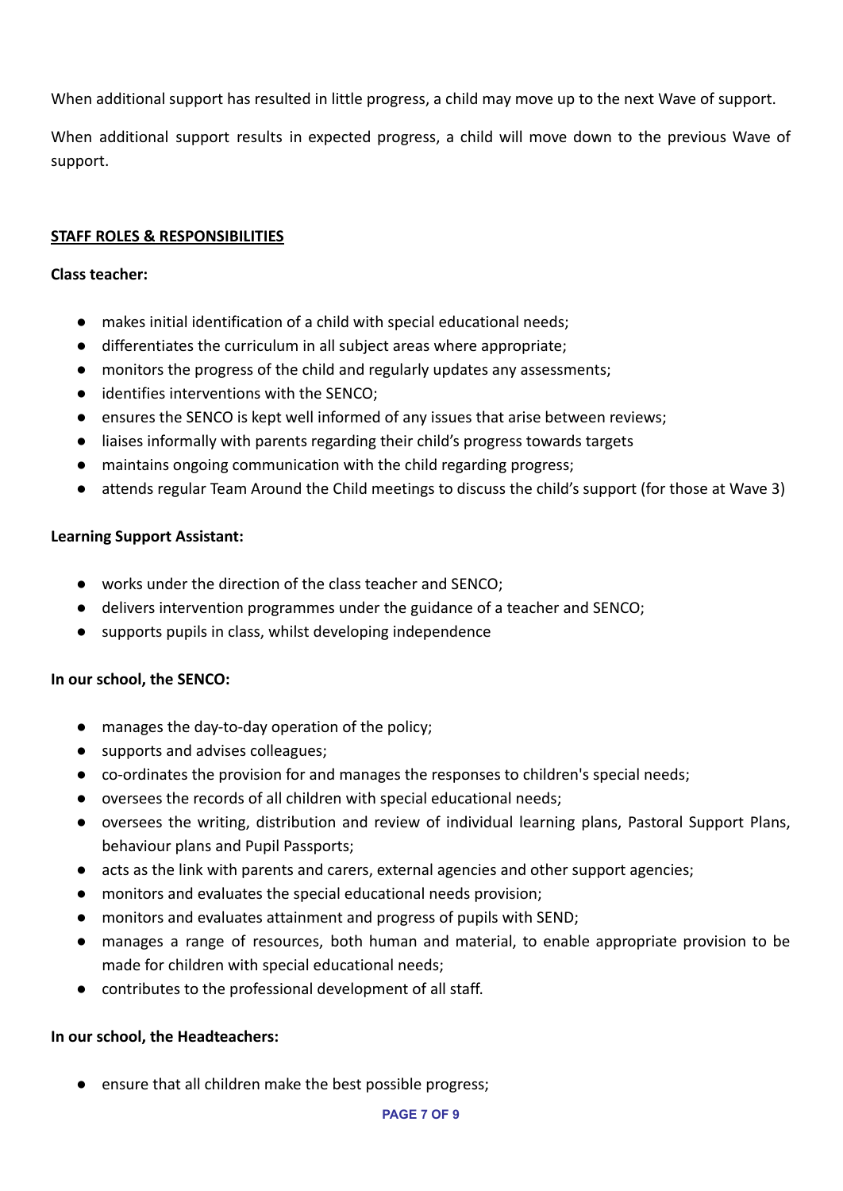When additional support has resulted in little progress, a child may move up to the next Wave of support.

When additional support results in expected progress, a child will move down to the previous Wave of support.

## STAFF ROLES & RESPONSIBILITIES

**Class teacher:**

- makes initial identification of a child with special educational needs;
- differentiates the curriculum in all subject areas where appropriate;
- monitors the progress of the child and regularly updates any assessments;
- identifies interventions with the SENCO;
- ensures the SENCO is kept well informed of any issues that arise between reviews;
- liaises informally with parents regarding their child's progress towards targets
- maintains ongoing communication with the child regarding progress;
- attends regular Team Around the Child meetings to discuss the child's support (for those at Wave 3)

**Learning Support Assistant:**

- works under the direction of the class teacher and SENCO;
- delivers intervention programmes under the guidance of a teacher and SENCO;
- supports pupils in class, whilst developing independence

**In our school, the SENCO:**

- manages the day-to-day operation of the policy;
- supports and advises colleagues;
- co-ordinates the provision for and manages the responses to children's special needs;
- oversees the records of all children with special educational needs;
- oversees the writing, distribution and review of individual learning plans, Pastoral Support Plans, behaviour plans and Pupil Passports;
- acts as the link with parents and carers, external agencies and other support agencies;
- monitors and evaluates the special educational needs provision;
- monitors and evaluates attainment and progress of pupils with SEND;
- manages a range of resources, both human and material, to enable appropriate provision to be made for children with special educational needs;
- contributes to the professional development of all staff.

**In our school, the Headteachers:**

- ensure that all children make the best possible progress;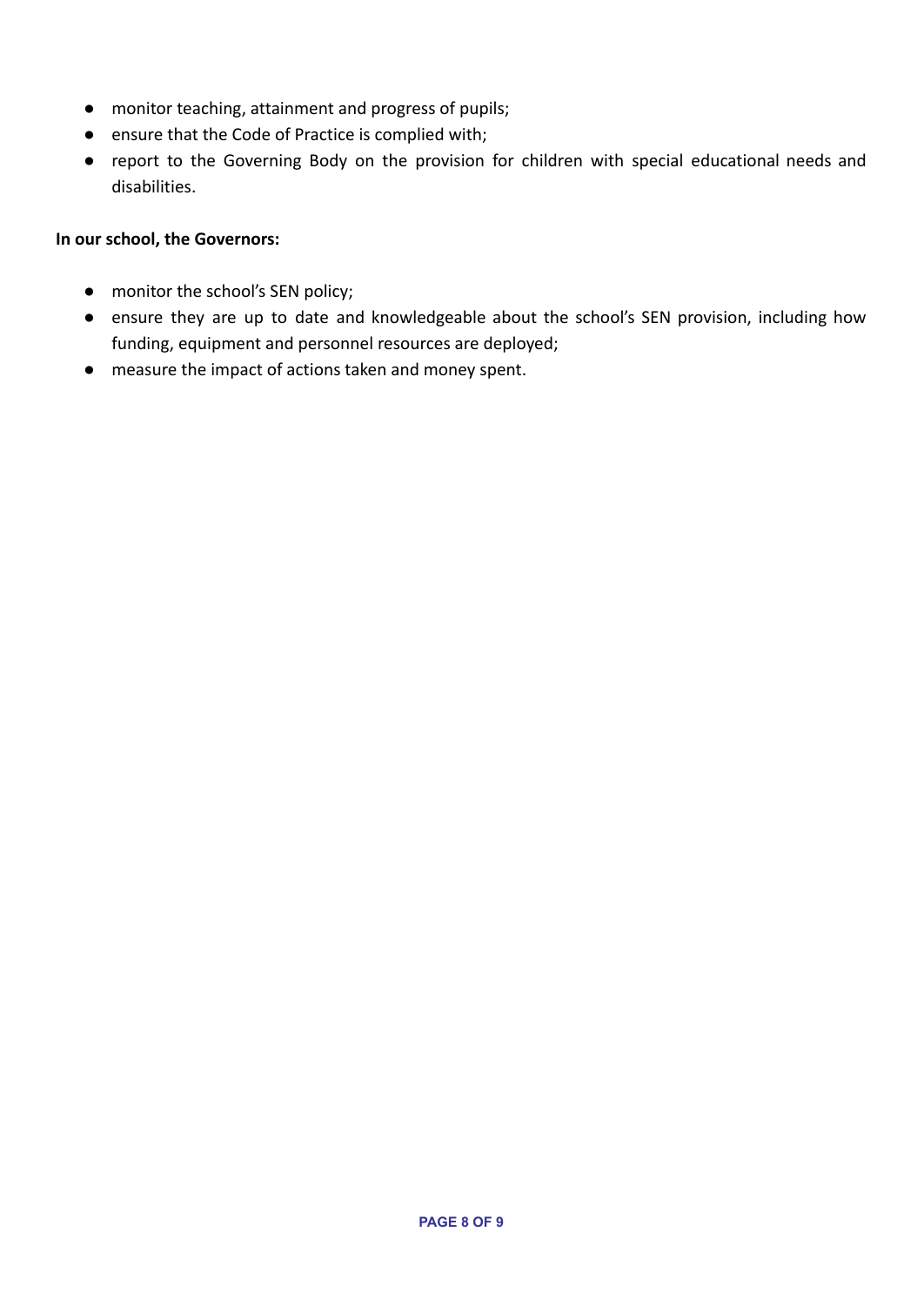- monitor teaching, attainment and progress of pupils;
- ensure that the Code of Practice is complied with;
- report to the Governing Body on the provision for children with special educational needs and disabilities.

**In our school, the Governors:**

- monitor the school's SEN policy;
- ensure they are up to date and knowledgeable about the school's SEN provision, including how funding, equipment and personnel resources are deployed;
- measure the impact of actions taken and money spent.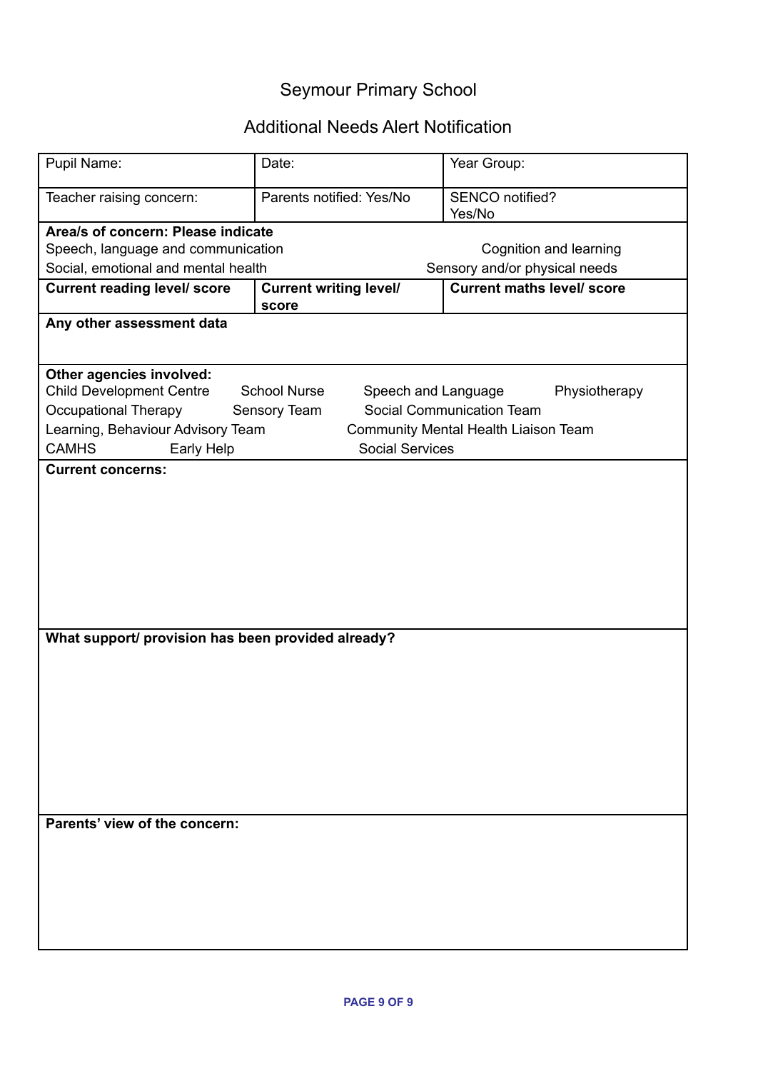# Seymour Primary School

## Additional Needs Alert Notification

| | | |
|---|---|---|
| Pupil Name: | Date: | Year Group: |
| Teacher raising concern: | Parents notified: Yes/No | SENCO notified? Yes/No |
| **Area/s of concern: Please indicate**<br>Speech, language and communication<br>Social, emotional and mental health<br>Cognition and learning<br>Sensory and/or physical needs | | |
| **Current reading level/ score** | **Current writing level/ score** | **Current maths level/ score** |
| **Any other assessment data** | | |
| **Other agencies involved:**<br>Child Development Centre<br>School Nurse<br>Speech and Language<br>Physiotherapy<br>Occupational Therapy<br>Sensory Team<br>Social Communication Team<br>Learning, Behaviour Advisory Team<br>Community Mental Health Liaison Team<br>CAMHS<br>Early Help<br>Social Services | | |
| **Current concerns:** | | |
| **What support/ provision has been provided already?** | | |
| **Parents' view of the concern:** | | |